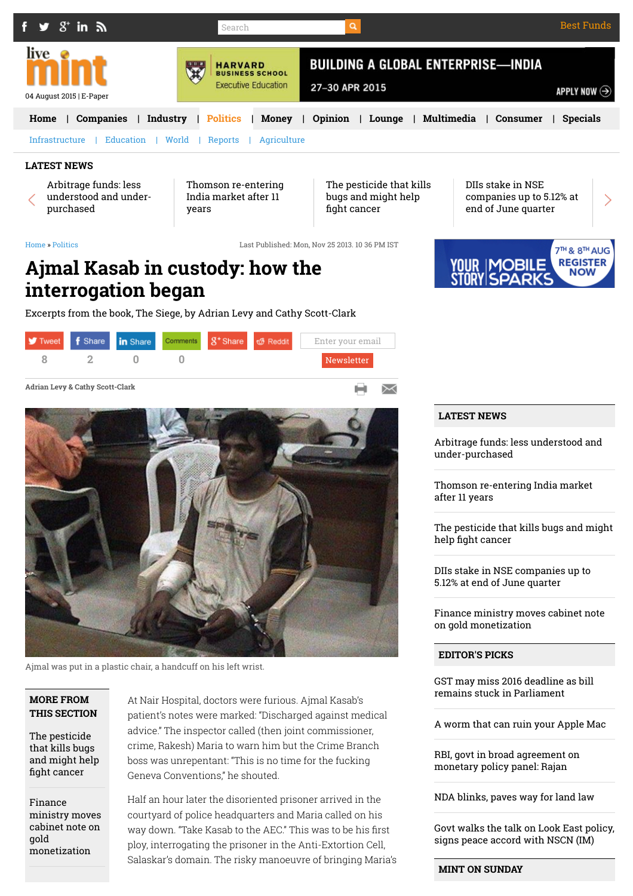Home » Politics

Last Published: Mon, Nov 25 2013. 10 36 PM IST

# Ajmal Kasab in custody: how the interrogation began

Excerpts from the book, The Siege, by Adrian Levy and Cathy Scott-Clark

Adrian Levy & Cathy Scott-Clark

Ajmal was put in a plastic chair, a handcuff on his left wrist.

At Nair Hospital, doctors were furious. Ajmal Kasab's patient's notes were marked: "Discharged against medical advice." The inspector called (then joint commissioner, crime, Rakesh) Maria to warn him but the Crime Branch boss was unrepentant: "This is no time for the fucking Geneva Conventions," he shouted.

Half an hour later the disoriented prisoner arrived in the courtyard of police headquarters and Maria called on his way down. "Take Kasab to the AEC." This was to be his first ploy, interrogating the prisoner in the Anti-Extortion Cell, Salaskar's domain. The risky manoeuvre of bringing Maria's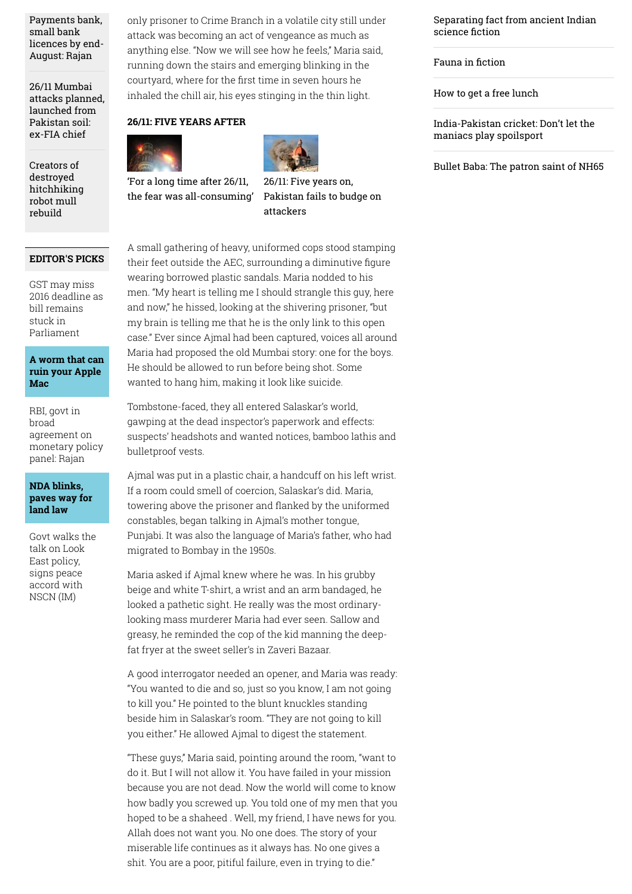Payments bank, small bank licences by end-August: Rajan

26/11 Mumbai attacks planned, launched from Pakistan soil: ex-FIA chief

Creators of destroyed hitchhiking robot mull rebuild

**EDITOR'S PICKS**

GST may miss 2016 deadline as bill remains stuck in Parliament

**A worm that can ruin your Apple Mac**

RBI, govt in broad agreement on monetary policy panel: Rajan

**NDA blinks, paves way for land law**

Govt walks the talk on Look East policy, signs peace accord with NSCN (IM)

only prisoner to Crime Branch in a volatile city still under attack was becoming an act of vengeance as much as anything else. "Now we will see how he feels," Maria said, running down the stairs and emerging blinking in the courtyard, where for the first time in seven hours he inhaled the chill air, his eyes stinging in the thin light.

**26/11: FIVE YEARS AFTER**

'For a long time after 26/11, the fear was all-consuming'

26/11: Five years on, Pakistan fails to budge on attackers

A small gathering of heavy, uniformed cops stood stamping their feet outside the AEC, surrounding a diminutive figure wearing borrowed plastic sandals. Maria nodded to his men. "My heart is telling me I should strangle this guy, here and now," he hissed, looking at the shivering prisoner, "but my brain is telling me that he is the only link to this open case." Ever since Ajmal had been captured, voices all around Maria had proposed the old Mumbai story: one for the boys. He should be allowed to run before being shot. Some wanted to hang him, making it look like suicide.

Tombstone-faced, they all entered Salaskar's world, gawping at the dead inspector's paperwork and effects: suspects' headshots and wanted notices, bamboo lathis and bulletproof vests.

Ajmal was put in a plastic chair, a handcuff on his left wrist. If a room could smell of coercion, Salaskar's did. Maria, towering above the prisoner and flanked by the uniformed constables, began talking in Ajmal's mother tongue, Punjabi. It was also the language of Maria's father, who had migrated to Bombay in the 1950s.

Maria asked if Ajmal knew where he was. In his grubby beige and white T-shirt, a wrist and an arm bandaged, he looked a pathetic sight. He really was the most ordinary-looking mass murderer Maria had ever seen. Sallow and greasy, he reminded the cop of the kid manning the deep-fat fryer at the sweet seller's in Zaveri Bazaar.

A good interrogator needed an opener, and Maria was ready: "You wanted to die and so, just so you know, I am not going to kill you." He pointed to the blunt knuckles standing beside him in Salaskar's room. "They are not going to kill you either." He allowed Ajmal to digest the statement.

"These guys," Maria said, pointing around the room, "want to do it. But I will not allow it. You have failed in your mission because you are not dead. Now the world will come to know how badly you screwed up. You told one of my men that you hoped to be a shaheed . Well, my friend, I have news for you. Allah does not want you. No one does. The story of your miserable life continues as it always has. No one gives a shit. You are a poor, pitiful failure, even in trying to die."

Separating fact from ancient Indian science fiction

Fauna in fiction

How to get a free lunch

India-Pakistan cricket: Don't let the maniacs play spoilsport

Bullet Baba: The patron saint of NH65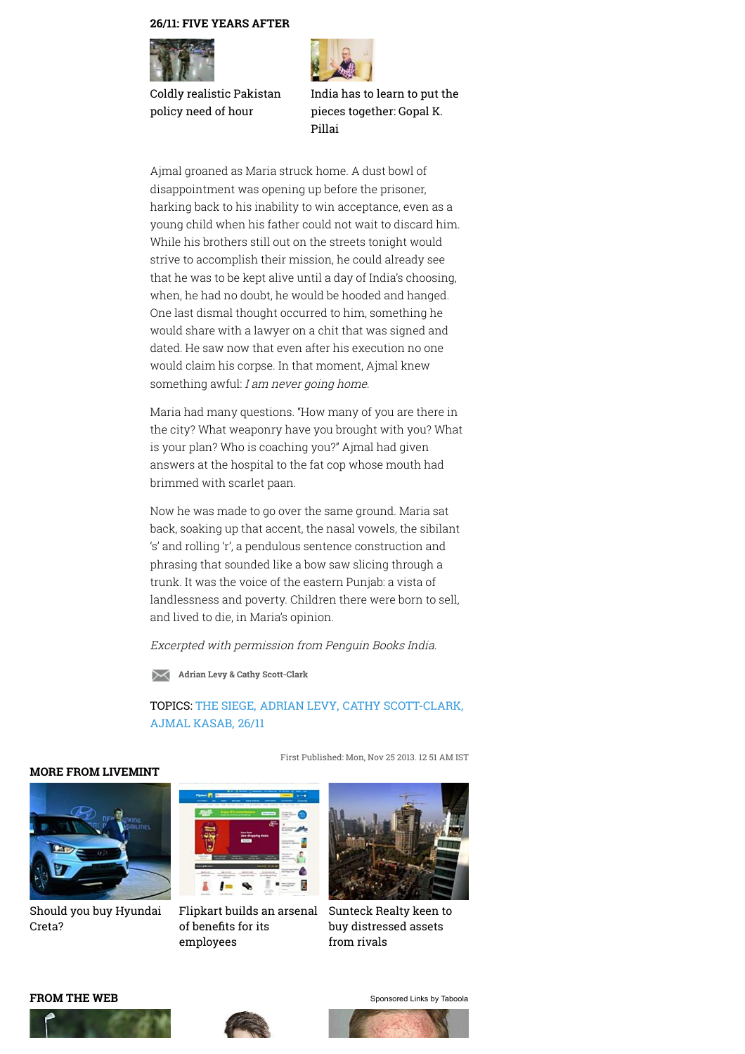**26/11: FIVE YEARS AFTER**

Coldly realistic Pakistan policy need of hour

India has to learn to put the pieces together: Gopal K. Pillai

Ajmal groaned as Maria struck home. A dust bowl of disappointment was opening up before the prisoner, harking back to his inability to win acceptance, even as a young child when his father could not wait to discard him. While his brothers still out on the streets tonight would strive to accomplish their mission, he could already see that he was to be kept alive until a day of India's choosing, when, he had no doubt, he would be hooded and hanged. One last dismal thought occurred to him, something he would share with a lawyer on a chit that was signed and dated. He saw now that even after his execution no one would claim his corpse. In that moment, Ajmal knew something awful: *I am never going home*.

Maria had many questions. "How many of you are there in the city? What weaponry have you brought with you? What is your plan? Who is coaching you?" Ajmal had given answers at the hospital to the fat cop whose mouth had brimmed with scarlet paan.

Now he was made to go over the same ground. Maria sat back, soaking up that accent, the nasal vowels, the sibilant 's' and rolling 'r', a pendulous sentence construction and phrasing that sounded like a bow saw slicing through a trunk. It was the voice of the eastern Punjab: a vista of landlessness and poverty. Children there were born to sell, and lived to die, in Maria's opinion.

*Excerpted with permission from Penguin Books India.*

**Adrian Levy & Cathy Scott-Clark**

TOPICS: THE SIEGE, ADRIAN LEVY, CATHY SCOTT-CLARK, AJMAL KASAB, 26/11

First Published: Mon, Nov 25 2013. 12 51 AM IST

**MORE FROM LIVEMINT**

Should you buy Hyundai Creta?

Flipkart builds an arsenal of benefits for its employees

Sunteck Realty keen to buy distressed assets from rivals

**FROM THE WEB**

Sponsored Links by Taboola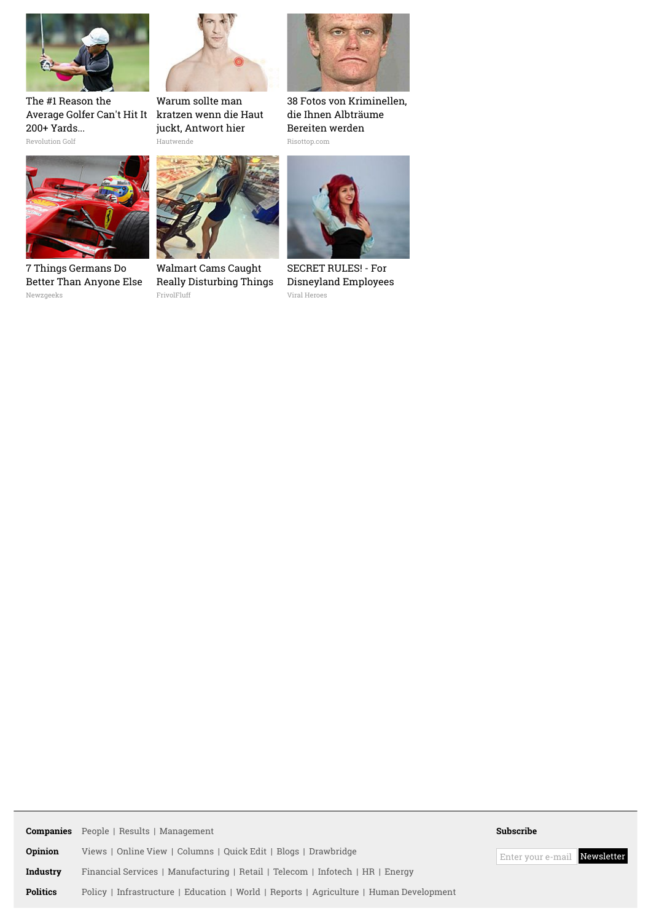The #1 Reason the Average Golfer Can't Hit It 200+ Yards...
Revolution Golf

Warum sollte man kratzen wenn die Haut juckt, Antwort hier
Hautwende

38 Fotos von Kriminellen, die Ihnen Albträume Bereiten werden
Risottop.com

7 Things Germans Do Better Than Anyone Else
Newzgeeks

Walmart Cams Caught Really Disturbing Things
FrivolFluff

SECRET RULES! - For Disneyland Employees
Viral Heroes

**Companies** People | Results | Management

**Opinion** Views | Online View | Columns | Quick Edit | Blogs | Drawbridge

**Industry** Financial Services | Manufacturing | Retail | Telecom | Infotech | HR | Energy

**Politics** Policy | Infrastructure | Education | World | Reports | Agriculture | Human Development

**Subscribe**

Enter your e-mail Newsletter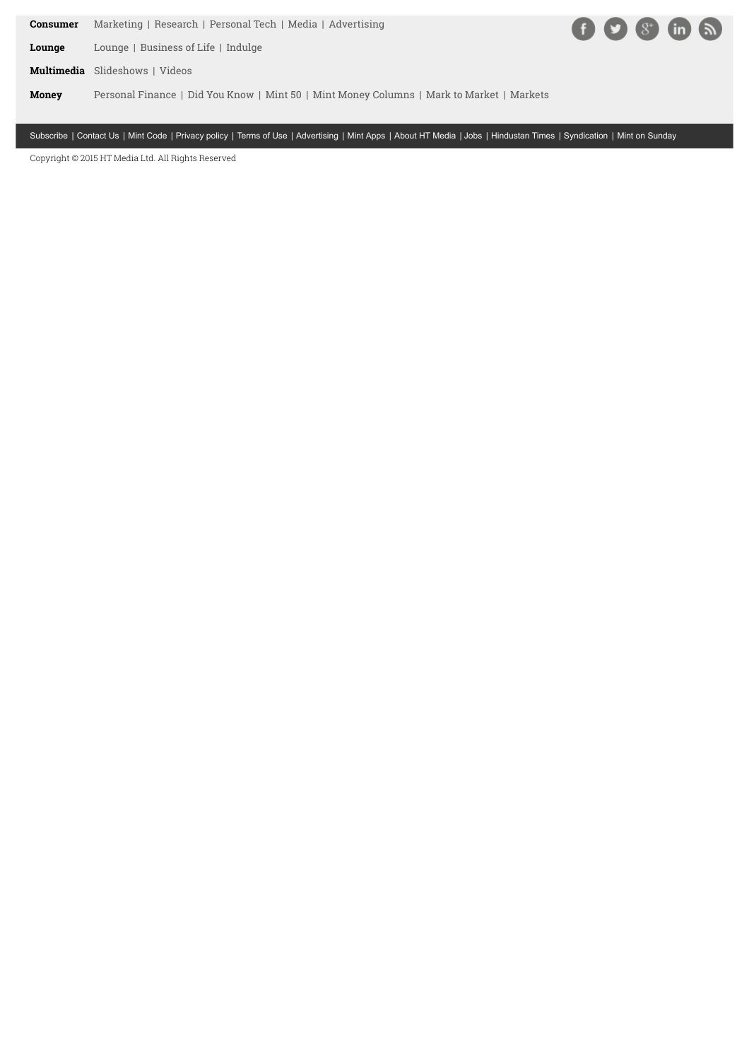**Consumer** Marketing | Research | Personal Tech | Media | Advertising

**Lounge** Lounge | Business of Life | Indulge

**Multimedia** Slideshows | Videos

**Money** Personal Finance | Did You Know | Mint 50 | Mint Money Columns | Mark to Market | Markets

Subscribe | Contact Us | Mint Code | Privacy policy | Terms of Use | Advertising | Mint Apps | About HT Media | Jobs | Hindustan Times | Syndication | Mint on Sunday

Copyright © 2015 HT Media Ltd. All Rights Reserved